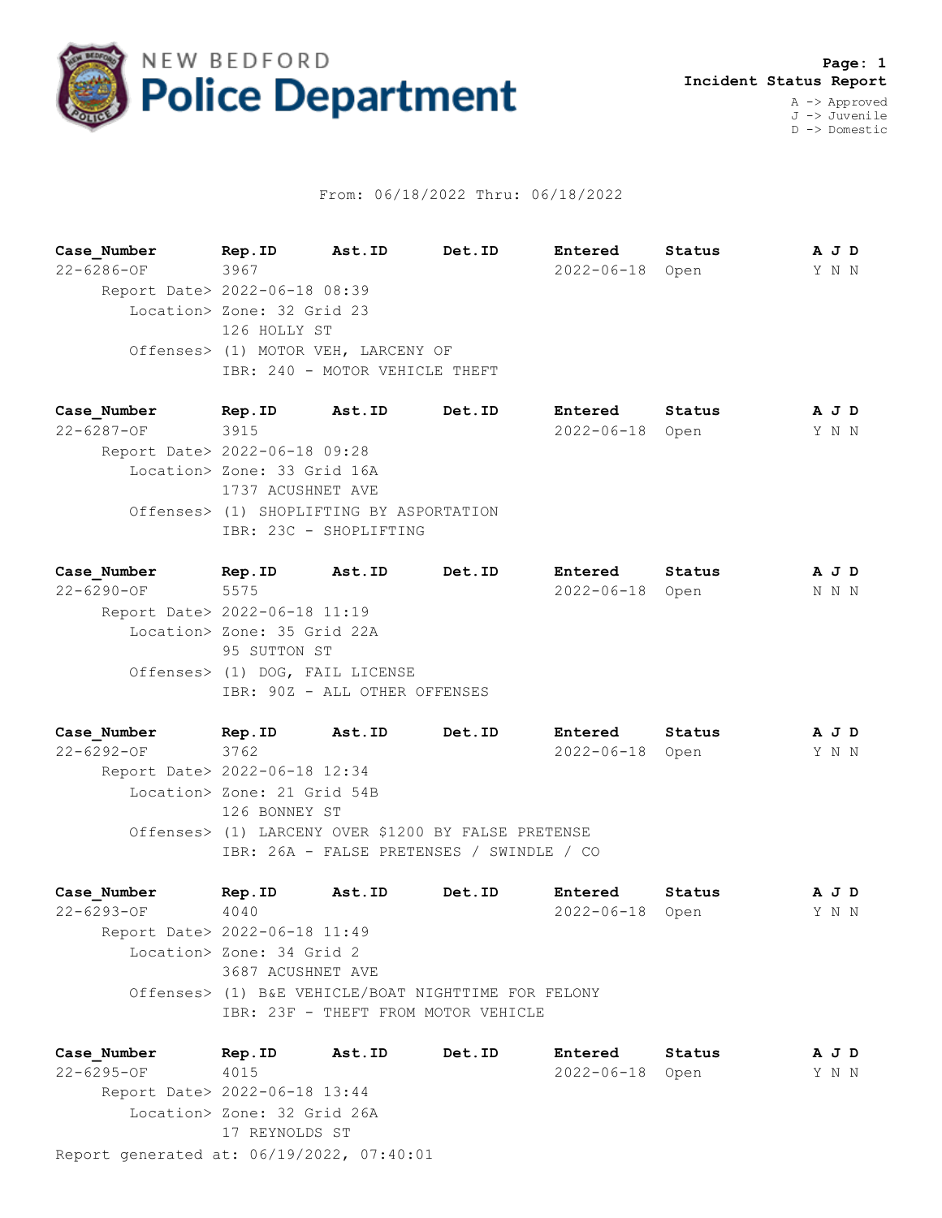# NEW BEDFORD Police Department

**Page: 1**
**Incident Status Report**

A -> Approved
J -> Juvenile
D -> Domestic

From: 06/18/2022 Thru: 06/18/2022

| Case_Number | Rep.ID | Ast.ID | Det.ID | Entered | Status | A J D |
|---|---|---|---|---|---|---|
| 22-6286-OF | 3967 | | | 2022-06-18 | Open | Y N N |

Report Date> 2022-06-18 08:39
Location> Zone: 32 Grid 23
126 HOLLY ST
Offenses> (1) MOTOR VEH, LARCENY OF
IBR: 240 - MOTOR VEHICLE THEFT

| Case_Number | Rep.ID | Ast.ID | Det.ID | Entered | Status | A J D |
|---|---|---|---|---|---|---|
| 22-6287-OF | 3915 | | | 2022-06-18 | Open | Y N N |

Report Date> 2022-06-18 09:28
Location> Zone: 33 Grid 16A
1737 ACUSHNET AVE
Offenses> (1) SHOPLIFTING BY ASPORTATION
IBR: 23C - SHOPLIFTING

| Case_Number | Rep.ID | Ast.ID | Det.ID | Entered | Status | A J D |
|---|---|---|---|---|---|---|
| 22-6290-OF | 5575 | | | 2022-06-18 | Open | N N N |

Report Date> 2022-06-18 11:19
Location> Zone: 35 Grid 22A
95 SUTTON ST
Offenses> (1) DOG, FAIL LICENSE
IBR: 90Z - ALL OTHER OFFENSES

| Case_Number | Rep.ID | Ast.ID | Det.ID | Entered | Status | A J D |
|---|---|---|---|---|---|---|
| 22-6292-OF | 3762 | | | 2022-06-18 | Open | Y N N |

Report Date> 2022-06-18 12:34
Location> Zone: 21 Grid 54B
126 BONNEY ST
Offenses> (1) LARCENY OVER $1200 BY FALSE PRETENSE
IBR: 26A - FALSE PRETENSES / SWINDLE / CO

| Case_Number | Rep.ID | Ast.ID | Det.ID | Entered | Status | A J D |
|---|---|---|---|---|---|---|
| 22-6293-OF | 4040 | | | 2022-06-18 | Open | Y N N |

Report Date> 2022-06-18 11:49
Location> Zone: 34 Grid 2
3687 ACUSHNET AVE
Offenses> (1) B&E VEHICLE/BOAT NIGHTTIME FOR FELONY
IBR: 23F - THEFT FROM MOTOR VEHICLE

| Case_Number | Rep.ID | Ast.ID | Det.ID | Entered | Status | A J D |
|---|---|---|---|---|---|---|
| 22-6295-OF | 4015 | | | 2022-06-18 | Open | Y N N |

Report Date> 2022-06-18 13:44
Location> Zone: 32 Grid 26A
17 REYNOLDS ST

Report generated at: 06/19/2022, 07:40:01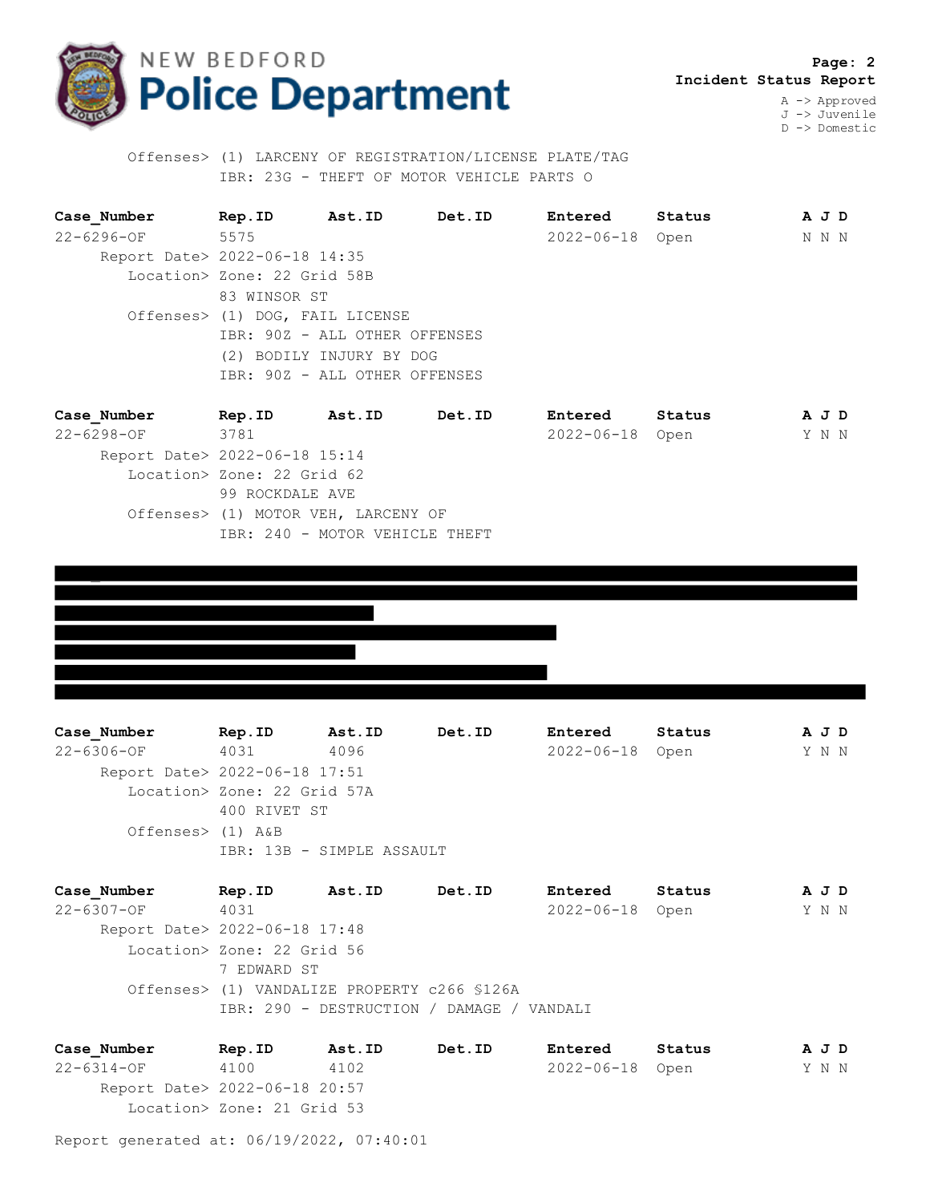Offenses> (1) LARCENY OF REGISTRATION/LICENSE PLATE/TAG
IBR: 23G - THEFT OF MOTOR VEHICLE PARTS O

| Case_Number | Rep.ID | Ast.ID | Det.ID | Entered | Status | A J D |
|---|---|---|---|---|---|---|
| 22-6296-OF | 5575 | | | 2022-06-18 | Open | N N N |

Report Date> 2022-06-18 14:35
Location> Zone: 22 Grid 58B
83 WINSOR ST
Offenses> (1) DOG, FAIL LICENSE
IBR: 90Z - ALL OTHER OFFENSES
(2) BODILY INJURY BY DOG
IBR: 90Z - ALL OTHER OFFENSES

| Case_Number | Rep.ID | Ast.ID | Det.ID | Entered | Status | A J D |
|---|---|---|---|---|---|---|
| 22-6298-OF | 3781 | | | 2022-06-18 | Open | Y N N |

Report Date> 2022-06-18 15:14
Location> Zone: 22 Grid 62
99 ROCKDALE AVE
Offenses> (1) MOTOR VEH, LARCENY OF
IBR: 240 - MOTOR VEHICLE THEFT

| Case_Number | Rep.ID | Ast.ID | Det.ID | Entered | Status | A J D |
|---|---|---|---|---|---|---|
| 22-6306-OF | 4031 | 4096 | | 2022-06-18 | Open | Y N N |

Report Date> 2022-06-18 17:51
Location> Zone: 22 Grid 57A
400 RIVET ST
Offenses> (1) A&B
IBR: 13B - SIMPLE ASSAULT

| Case_Number | Rep.ID | Ast.ID | Det.ID | Entered | Status | A J D |
|---|---|---|---|---|---|---|
| 22-6307-OF | 4031 | | | 2022-06-18 | Open | Y N N |

Report Date> 2022-06-18 17:48
Location> Zone: 22 Grid 56
7 EDWARD ST
Offenses> (1) VANDALIZE PROPERTY c266 §126A
IBR: 290 - DESTRUCTION / DAMAGE / VANDALI

| Case_Number | Rep.ID | Ast.ID | Det.ID | Entered | Status | A J D |
|---|---|---|---|---|---|---|
| 22-6314-OF | 4100 | 4102 | | 2022-06-18 | Open | Y N N |

Report Date> 2022-06-18 20:57
Location> Zone: 21 Grid 53

Report generated at: 06/19/2022, 07:40:01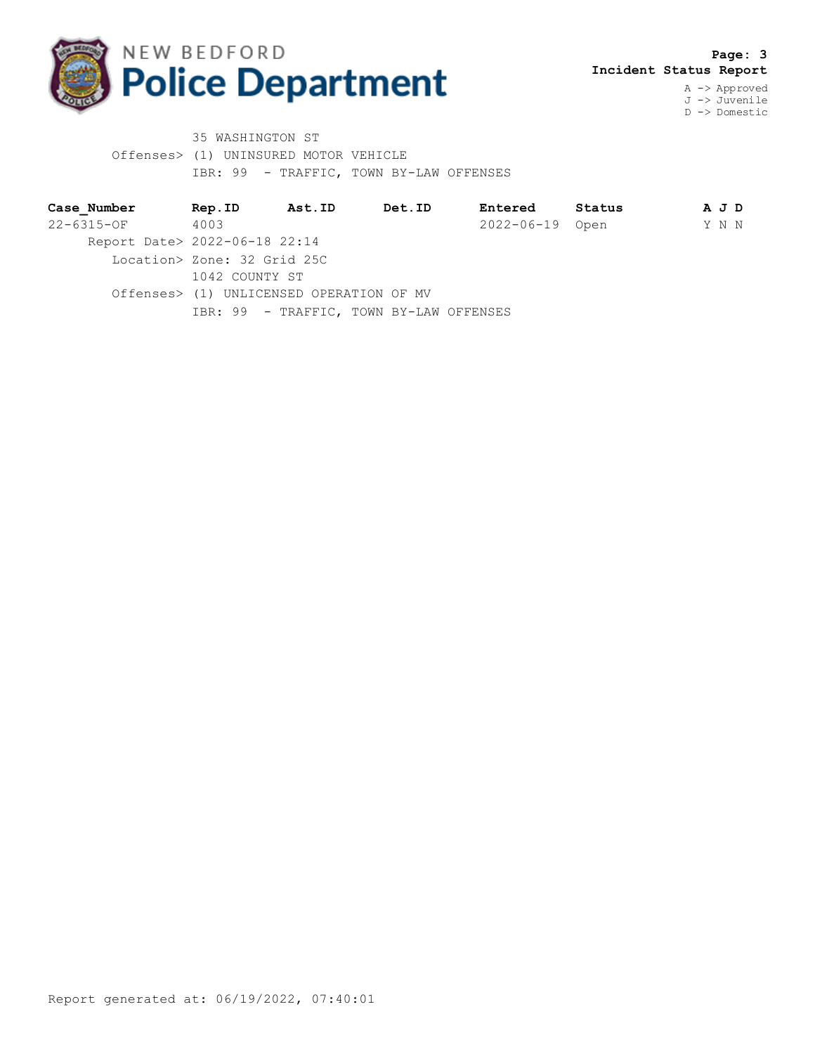**Incident Status Report**

A -> Approved
J -> Juvenile
D -> Domestic

35 WASHINGTON ST
Offenses> (1) UNINSURED MOTOR VEHICLE
IBR: 99 - TRAFFIC, TOWN BY-LAW OFFENSES

| Case_Number | Rep.ID | Ast.ID | Det.ID | Entered | Status | A | J | D |
|---|---|---|---|---|---|---|---|---|
| 22-6315-OF | 4003 | | | 2022-06-19 | Open | Y | N | N |

Report Date> 2022-06-18 22:14
Location> Zone: 32 Grid 25C
1042 COUNTY ST
Offenses> (1) UNLICENSED OPERATION OF MV
IBR: 99 - TRAFFIC, TOWN BY-LAW OFFENSES

Report generated at: 06/19/2022, 07:40:01